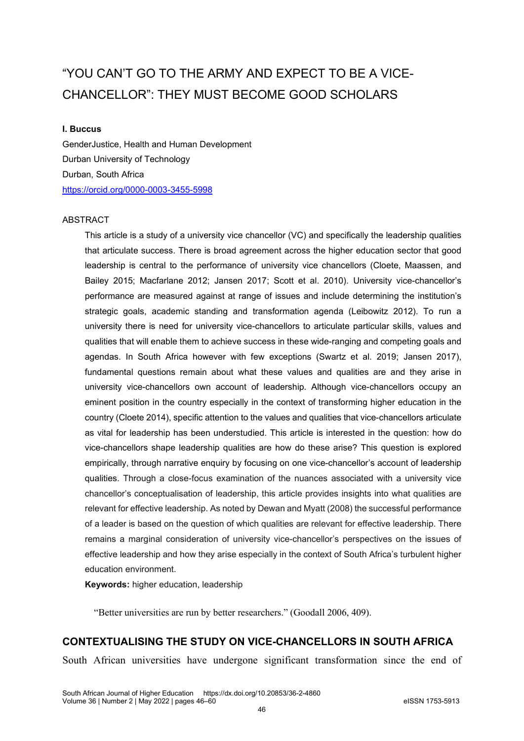# "YOU CAN'T GO TO THE ARMY AND EXPECT TO BE A VICE-CHANCELLOR": THEY MUST BECOME GOOD SCHOLARS

**I. Buccus**

GenderJustice, Health and Human Development
Durban University of Technology
Durban, South Africa
https://orcid.org/0000-0003-3455-5998

## ABSTRACT

This article is a study of a university vice chancellor (VC) and specifically the leadership qualities that articulate success. There is broad agreement across the higher education sector that good leadership is central to the performance of university vice chancellors (Cloete, Maassen, and Bailey 2015; Macfarlane 2012; Jansen 2017; Scott et al. 2010). University vice-chancellor's performance are measured against at range of issues and include determining the institution's strategic goals, academic standing and transformation agenda (Leibowitz 2012). To run a university there is need for university vice-chancellors to articulate particular skills, values and qualities that will enable them to achieve success in these wide-ranging and competing goals and agendas. In South Africa however with few exceptions (Swartz et al. 2019; Jansen 2017), fundamental questions remain about what these values and qualities are and they arise in university vice-chancellors own account of leadership. Although vice-chancellors occupy an eminent position in the country especially in the context of transforming higher education in the country (Cloete 2014), specific attention to the values and qualities that vice-chancellors articulate as vital for leadership has been understudied. This article is interested in the question: how do vice-chancellors shape leadership qualities are how do these arise? This question is explored empirically, through narrative enquiry by focusing on one vice-chancellor's account of leadership qualities. Through a close-focus examination of the nuances associated with a university vice chancellor's conceptualisation of leadership, this article provides insights into what qualities are relevant for effective leadership. As noted by Dewan and Myatt (2008) the successful performance of a leader is based on the question of which qualities are relevant for effective leadership. There remains a marginal consideration of university vice-chancellor's perspectives on the issues of effective leadership and how they arise especially in the context of South Africa's turbulent higher education environment.

**Keywords:** higher education, leadership

"Better universities are run by better researchers." (Goodall 2006, 409).

## CONTEXTUALISING THE STUDY ON VICE-CHANCELLORS IN SOUTH AFRICA

South African universities have undergone significant transformation since the end of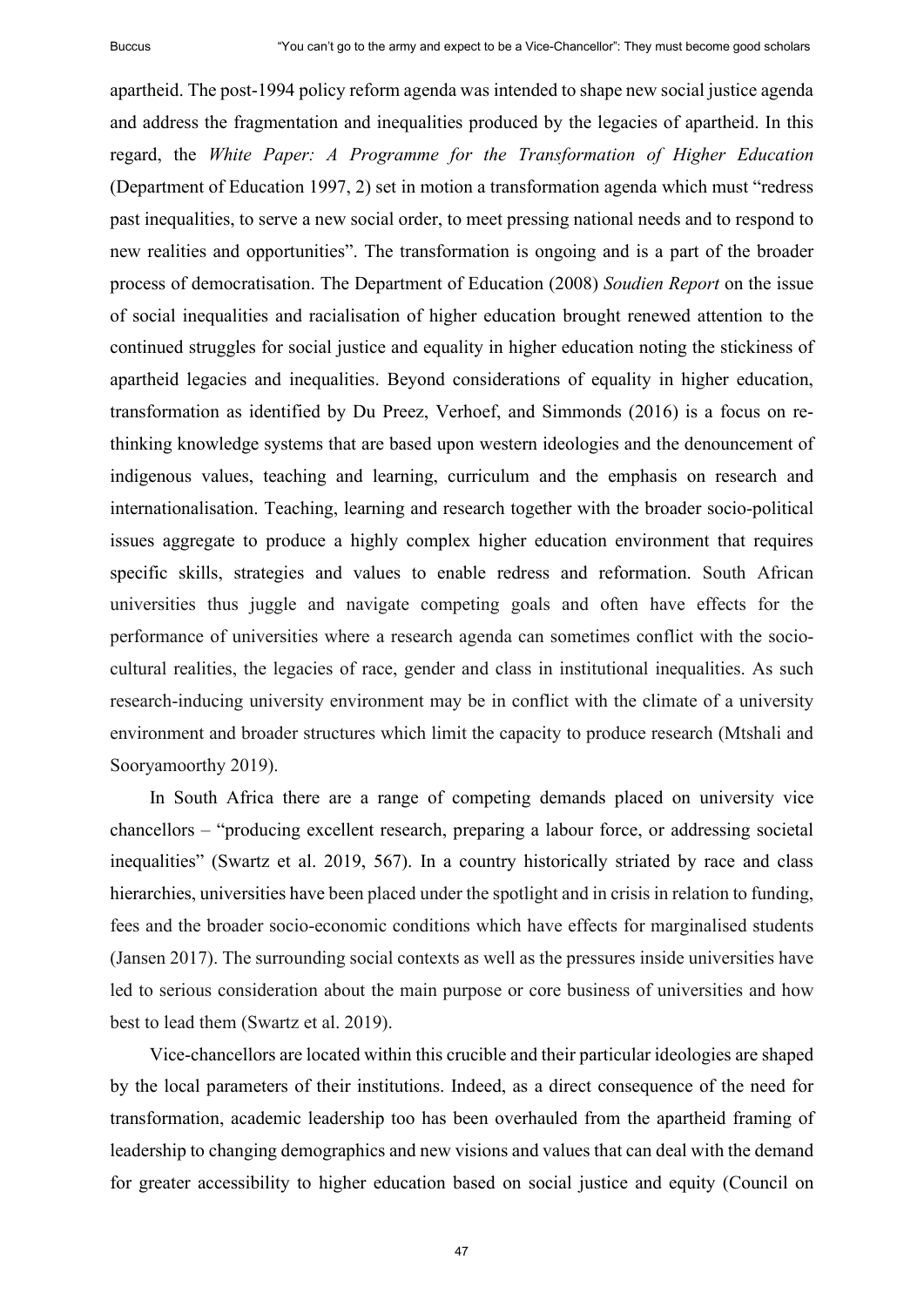apartheid. The post-1994 policy reform agenda was intended to shape new social justice agenda and address the fragmentation and inequalities produced by the legacies of apartheid. In this regard, the *White Paper: A Programme for the Transformation of Higher Education* (Department of Education 1997, 2) set in motion a transformation agenda which must "redress past inequalities, to serve a new social order, to meet pressing national needs and to respond to new realities and opportunities". The transformation is ongoing and is a part of the broader process of democratisation. The Department of Education (2008) *Soudien Report* on the issue of social inequalities and racialisation of higher education brought renewed attention to the continued struggles for social justice and equality in higher education noting the stickiness of apartheid legacies and inequalities. Beyond considerations of equality in higher education, transformation as identified by Du Preez, Verhoef, and Simmonds (2016) is a focus on re-thinking knowledge systems that are based upon western ideologies and the denouncement of indigenous values, teaching and learning, curriculum and the emphasis on research and internationalisation. Teaching, learning and research together with the broader socio-political issues aggregate to produce a highly complex higher education environment that requires specific skills, strategies and values to enable redress and reformation. South African universities thus juggle and navigate competing goals and often have effects for the performance of universities where a research agenda can sometimes conflict with the socio-cultural realities, the legacies of race, gender and class in institutional inequalities. As such research-inducing university environment may be in conflict with the climate of a university environment and broader structures which limit the capacity to produce research (Mtshali and Sooryamoorthy 2019).

In South Africa there are a range of competing demands placed on university vice chancellors – "producing excellent research, preparing a labour force, or addressing societal inequalities" (Swartz et al. 2019, 567). In a country historically striated by race and class hierarchies, universities have been placed under the spotlight and in crisis in relation to funding, fees and the broader socio-economic conditions which have effects for marginalised students (Jansen 2017). The surrounding social contexts as well as the pressures inside universities have led to serious consideration about the main purpose or core business of universities and how best to lead them (Swartz et al. 2019).

Vice-chancellors are located within this crucible and their particular ideologies are shaped by the local parameters of their institutions. Indeed, as a direct consequence of the need for transformation, academic leadership too has been overhauled from the apartheid framing of leadership to changing demographics and new visions and values that can deal with the demand for greater accessibility to higher education based on social justice and equity (Council on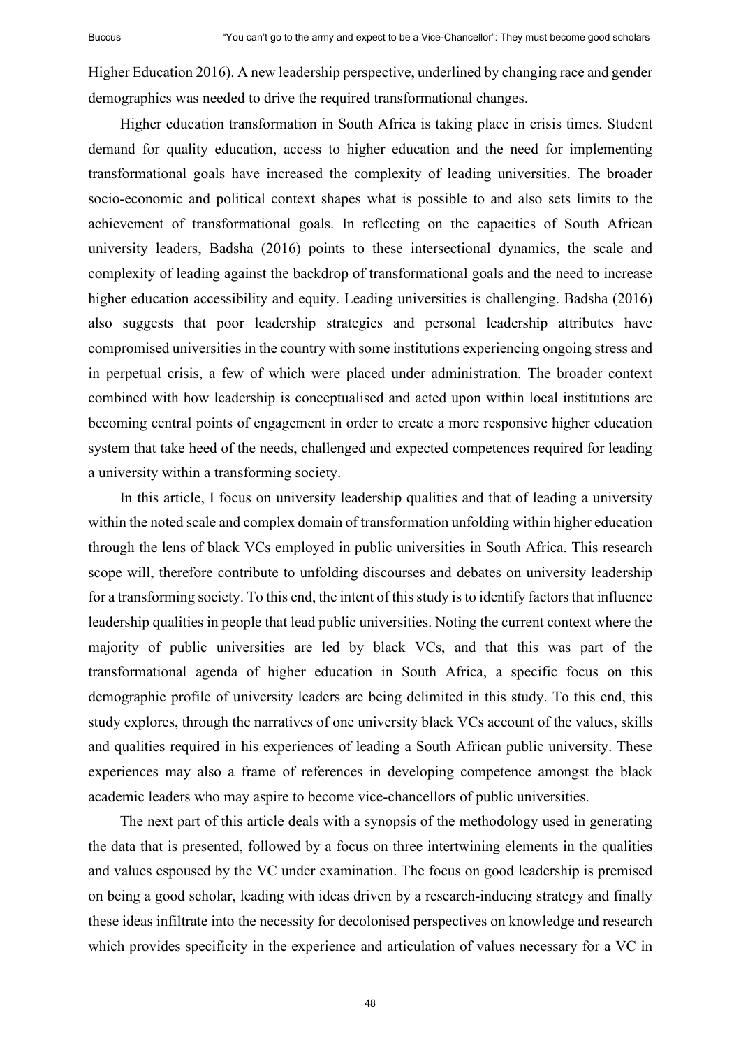Higher Education 2016). A new leadership perspective, underlined by changing race and gender demographics was needed to drive the required transformational changes.

Higher education transformation in South Africa is taking place in crisis times. Student demand for quality education, access to higher education and the need for implementing transformational goals have increased the complexity of leading universities. The broader socio-economic and political context shapes what is possible to and also sets limits to the achievement of transformational goals. In reflecting on the capacities of South African university leaders, Badsha (2016) points to these intersectional dynamics, the scale and complexity of leading against the backdrop of transformational goals and the need to increase higher education accessibility and equity. Leading universities is challenging. Badsha (2016) also suggests that poor leadership strategies and personal leadership attributes have compromised universities in the country with some institutions experiencing ongoing stress and in perpetual crisis, a few of which were placed under administration. The broader context combined with how leadership is conceptualised and acted upon within local institutions are becoming central points of engagement in order to create a more responsive higher education system that take heed of the needs, challenged and expected competences required for leading a university within a transforming society.

In this article, I focus on university leadership qualities and that of leading a university within the noted scale and complex domain of transformation unfolding within higher education through the lens of black VCs employed in public universities in South Africa. This research scope will, therefore contribute to unfolding discourses and debates on university leadership for a transforming society. To this end, the intent of this study is to identify factors that influence leadership qualities in people that lead public universities. Noting the current context where the majority of public universities are led by black VCs, and that this was part of the transformational agenda of higher education in South Africa, a specific focus on this demographic profile of university leaders are being delimited in this study. To this end, this study explores, through the narratives of one university black VCs account of the values, skills and qualities required in his experiences of leading a South African public university. These experiences may also a frame of references in developing competence amongst the black academic leaders who may aspire to become vice-chancellors of public universities.

The next part of this article deals with a synopsis of the methodology used in generating the data that is presented, followed by a focus on three intertwining elements in the qualities and values espoused by the VC under examination. The focus on good leadership is premised on being a good scholar, leading with ideas driven by a research-inducing strategy and finally these ideas infiltrate into the necessity for decolonised perspectives on knowledge and research which provides specificity in the experience and articulation of values necessary for a VC in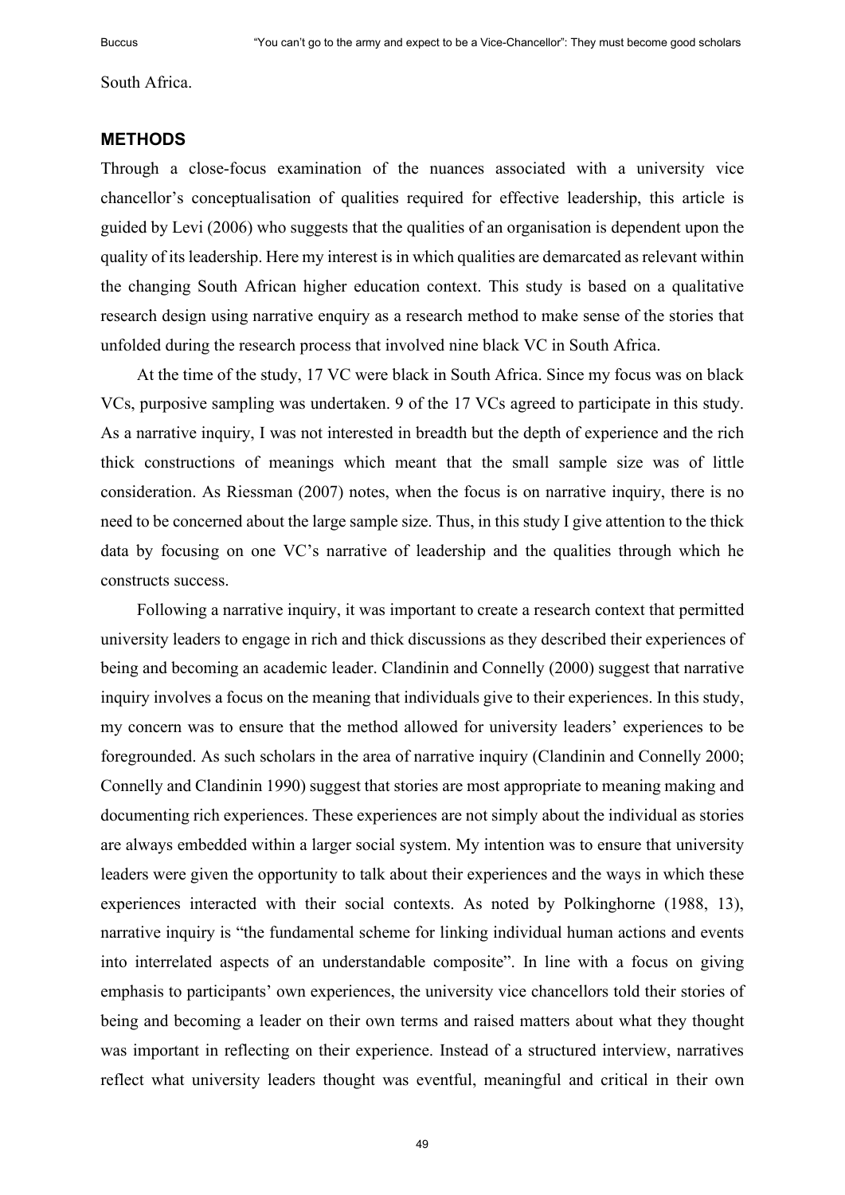South Africa.

## METHODS

Through a close-focus examination of the nuances associated with a university vice chancellor's conceptualisation of qualities required for effective leadership, this article is guided by Levi (2006) who suggests that the qualities of an organisation is dependent upon the quality of its leadership. Here my interest is in which qualities are demarcated as relevant within the changing South African higher education context. This study is based on a qualitative research design using narrative enquiry as a research method to make sense of the stories that unfolded during the research process that involved nine black VC in South Africa.

At the time of the study, 17 VC were black in South Africa. Since my focus was on black VCs, purposive sampling was undertaken. 9 of the 17 VCs agreed to participate in this study. As a narrative inquiry, I was not interested in breadth but the depth of experience and the rich thick constructions of meanings which meant that the small sample size was of little consideration. As Riessman (2007) notes, when the focus is on narrative inquiry, there is no need to be concerned about the large sample size. Thus, in this study I give attention to the thick data by focusing on one VC's narrative of leadership and the qualities through which he constructs success.

Following a narrative inquiry, it was important to create a research context that permitted university leaders to engage in rich and thick discussions as they described their experiences of being and becoming an academic leader. Clandinin and Connelly (2000) suggest that narrative inquiry involves a focus on the meaning that individuals give to their experiences. In this study, my concern was to ensure that the method allowed for university leaders' experiences to be foregrounded. As such scholars in the area of narrative inquiry (Clandinin and Connelly 2000; Connelly and Clandinin 1990) suggest that stories are most appropriate to meaning making and documenting rich experiences. These experiences are not simply about the individual as stories are always embedded within a larger social system. My intention was to ensure that university leaders were given the opportunity to talk about their experiences and the ways in which these experiences interacted with their social contexts. As noted by Polkinghorne (1988, 13), narrative inquiry is "the fundamental scheme for linking individual human actions and events into interrelated aspects of an understandable composite". In line with a focus on giving emphasis to participants' own experiences, the university vice chancellors told their stories of being and becoming a leader on their own terms and raised matters about what they thought was important in reflecting on their experience. Instead of a structured interview, narratives reflect what university leaders thought was eventful, meaningful and critical in their own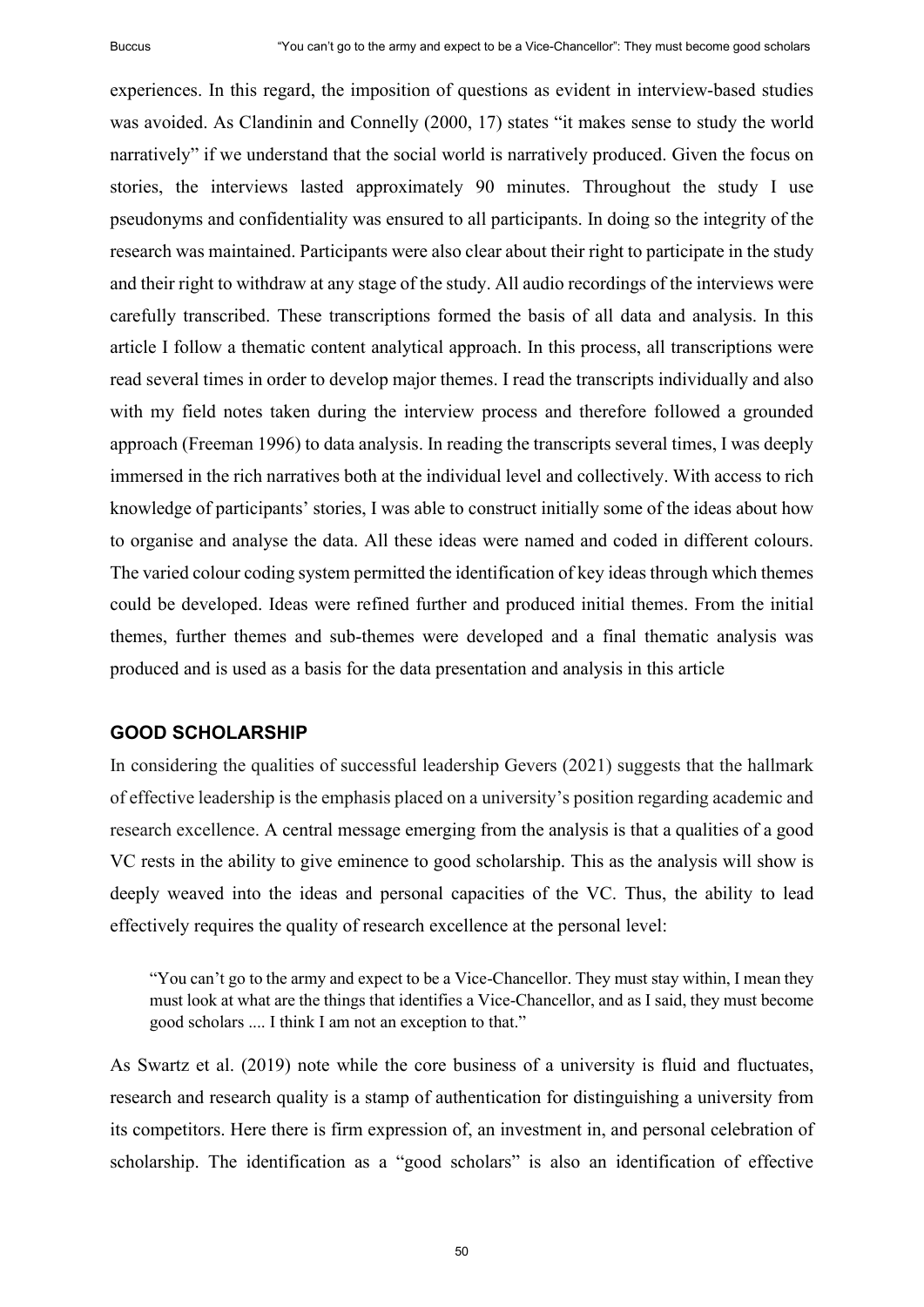experiences. In this regard, the imposition of questions as evident in interview-based studies was avoided. As Clandinin and Connelly (2000, 17) states "it makes sense to study the world narratively" if we understand that the social world is narratively produced. Given the focus on stories, the interviews lasted approximately 90 minutes. Throughout the study I use pseudonyms and confidentiality was ensured to all participants. In doing so the integrity of the research was maintained. Participants were also clear about their right to participate in the study and their right to withdraw at any stage of the study. All audio recordings of the interviews were carefully transcribed. These transcriptions formed the basis of all data and analysis. In this article I follow a thematic content analytical approach. In this process, all transcriptions were read several times in order to develop major themes. I read the transcripts individually and also with my field notes taken during the interview process and therefore followed a grounded approach (Freeman 1996) to data analysis. In reading the transcripts several times, I was deeply immersed in the rich narratives both at the individual level and collectively. With access to rich knowledge of participants' stories, I was able to construct initially some of the ideas about how to organise and analyse the data. All these ideas were named and coded in different colours. The varied colour coding system permitted the identification of key ideas through which themes could be developed. Ideas were refined further and produced initial themes. From the initial themes, further themes and sub-themes were developed and a final thematic analysis was produced and is used as a basis for the data presentation and analysis in this article

## GOOD SCHOLARSHIP

In considering the qualities of successful leadership Gevers (2021) suggests that the hallmark of effective leadership is the emphasis placed on a university's position regarding academic and research excellence. A central message emerging from the analysis is that a qualities of a good VC rests in the ability to give eminence to good scholarship. This as the analysis will show is deeply weaved into the ideas and personal capacities of the VC. Thus, the ability to lead effectively requires the quality of research excellence at the personal level:

> "You can't go to the army and expect to be a Vice-Chancellor. They must stay within, I mean they must look at what are the things that identifies a Vice-Chancellor, and as I said, they must become good scholars .... I think I am not an exception to that."

As Swartz et al. (2019) note while the core business of a university is fluid and fluctuates, research and research quality is a stamp of authentication for distinguishing a university from its competitors. Here there is firm expression of, an investment in, and personal celebration of scholarship. The identification as a "good scholars" is also an identification of effective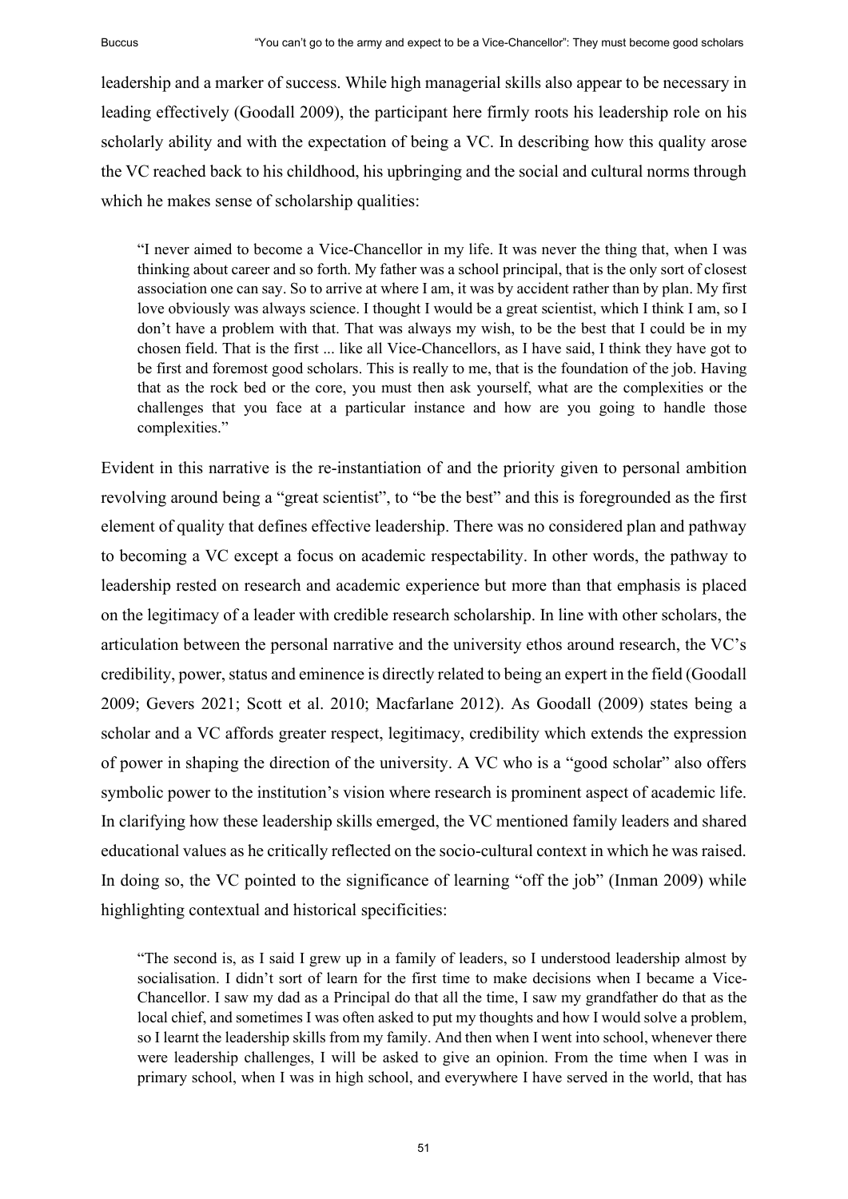leadership and a marker of success. While high managerial skills also appear to be necessary in leading effectively (Goodall 2009), the participant here firmly roots his leadership role on his scholarly ability and with the expectation of being a VC. In describing how this quality arose the VC reached back to his childhood, his upbringing and the social and cultural norms through which he makes sense of scholarship qualities:

> "I never aimed to become a Vice-Chancellor in my life. It was never the thing that, when I was thinking about career and so forth. My father was a school principal, that is the only sort of closest association one can say. So to arrive at where I am, it was by accident rather than by plan. My first love obviously was always science. I thought I would be a great scientist, which I think I am, so I don't have a problem with that. That was always my wish, to be the best that I could be in my chosen field. That is the first ... like all Vice-Chancellors, as I have said, I think they have got to be first and foremost good scholars. This is really to me, that is the foundation of the job. Having that as the rock bed or the core, you must then ask yourself, what are the complexities or the challenges that you face at a particular instance and how are you going to handle those complexities."

Evident in this narrative is the re-instantiation of and the priority given to personal ambition revolving around being a "great scientist", to "be the best" and this is foregrounded as the first element of quality that defines effective leadership. There was no considered plan and pathway to becoming a VC except a focus on academic respectability. In other words, the pathway to leadership rested on research and academic experience but more than that emphasis is placed on the legitimacy of a leader with credible research scholarship. In line with other scholars, the articulation between the personal narrative and the university ethos around research, the VC's credibility, power, status and eminence is directly related to being an expert in the field (Goodall 2009; Gevers 2021; Scott et al. 2010; Macfarlane 2012). As Goodall (2009) states being a scholar and a VC affords greater respect, legitimacy, credibility which extends the expression of power in shaping the direction of the university. A VC who is a "good scholar" also offers symbolic power to the institution's vision where research is prominent aspect of academic life. In clarifying how these leadership skills emerged, the VC mentioned family leaders and shared educational values as he critically reflected on the socio-cultural context in which he was raised. In doing so, the VC pointed to the significance of learning "off the job" (Inman 2009) while highlighting contextual and historical specificities:

> "The second is, as I said I grew up in a family of leaders, so I understood leadership almost by socialisation. I didn't sort of learn for the first time to make decisions when I became a Vice-Chancellor. I saw my dad as a Principal do that all the time, I saw my grandfather do that as the local chief, and sometimes I was often asked to put my thoughts and how I would solve a problem, so I learnt the leadership skills from my family. And then when I went into school, whenever there were leadership challenges, I will be asked to give an opinion. From the time when I was in primary school, when I was in high school, and everywhere I have served in the world, that has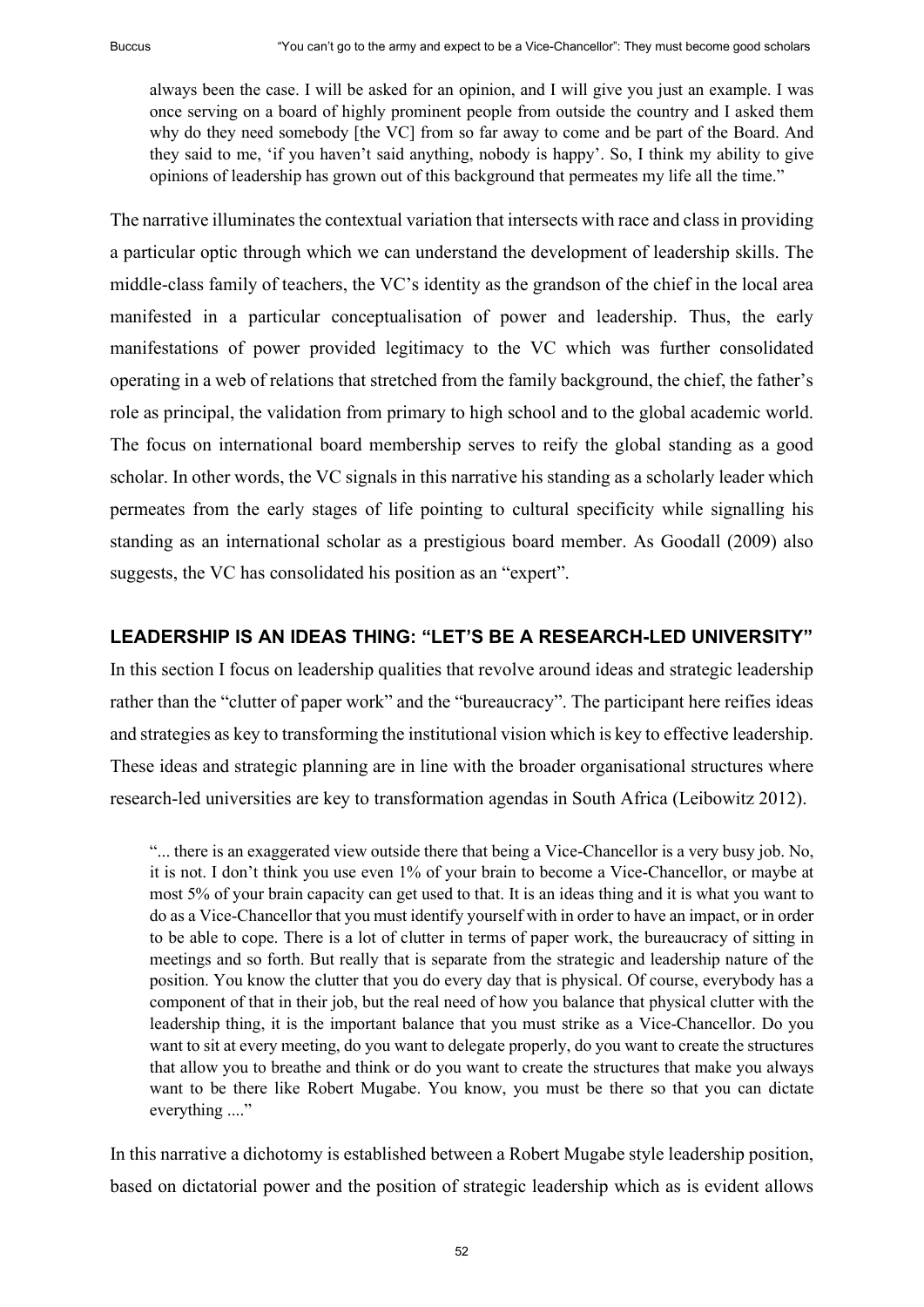> always been the case. I will be asked for an opinion, and I will give you just an example. I was once serving on a board of highly prominent people from outside the country and I asked them why do they need somebody [the VC] from so far away to come and be part of the Board. And they said to me, 'if you haven't said anything, nobody is happy'. So, I think my ability to give opinions of leadership has grown out of this background that permeates my life all the time."

The narrative illuminates the contextual variation that intersects with race and class in providing a particular optic through which we can understand the development of leadership skills. The middle-class family of teachers, the VC's identity as the grandson of the chief in the local area manifested in a particular conceptualisation of power and leadership. Thus, the early manifestations of power provided legitimacy to the VC which was further consolidated operating in a web of relations that stretched from the family background, the chief, the father's role as principal, the validation from primary to high school and to the global academic world. The focus on international board membership serves to reify the global standing as a good scholar. In other words, the VC signals in this narrative his standing as a scholarly leader which permeates from the early stages of life pointing to cultural specificity while signalling his standing as an international scholar as a prestigious board member. As Goodall (2009) also suggests, the VC has consolidated his position as an "expert".

## LEADERSHIP IS AN IDEAS THING: "LET'S BE A RESEARCH-LED UNIVERSITY"

In this section I focus on leadership qualities that revolve around ideas and strategic leadership rather than the "clutter of paper work" and the "bureaucracy". The participant here reifies ideas and strategies as key to transforming the institutional vision which is key to effective leadership. These ideas and strategic planning are in line with the broader organisational structures where research-led universities are key to transformation agendas in South Africa (Leibowitz 2012).

> "... there is an exaggerated view outside there that being a Vice-Chancellor is a very busy job. No, it is not. I don't think you use even 1% of your brain to become a Vice-Chancellor, or maybe at most 5% of your brain capacity can get used to that. It is an ideas thing and it is what you want to do as a Vice-Chancellor that you must identify yourself with in order to have an impact, or in order to be able to cope. There is a lot of clutter in terms of paper work, the bureaucracy of sitting in meetings and so forth. But really that is separate from the strategic and leadership nature of the position. You know the clutter that you do every day that is physical. Of course, everybody has a component of that in their job, but the real need of how you balance that physical clutter with the leadership thing, it is the important balance that you must strike as a Vice-Chancellor. Do you want to sit at every meeting, do you want to delegate properly, do you want to create the structures that allow you to breathe and think or do you want to create the structures that make you always want to be there like Robert Mugabe. You know, you must be there so that you can dictate everything ...."

In this narrative a dichotomy is established between a Robert Mugabe style leadership position, based on dictatorial power and the position of strategic leadership which as is evident allows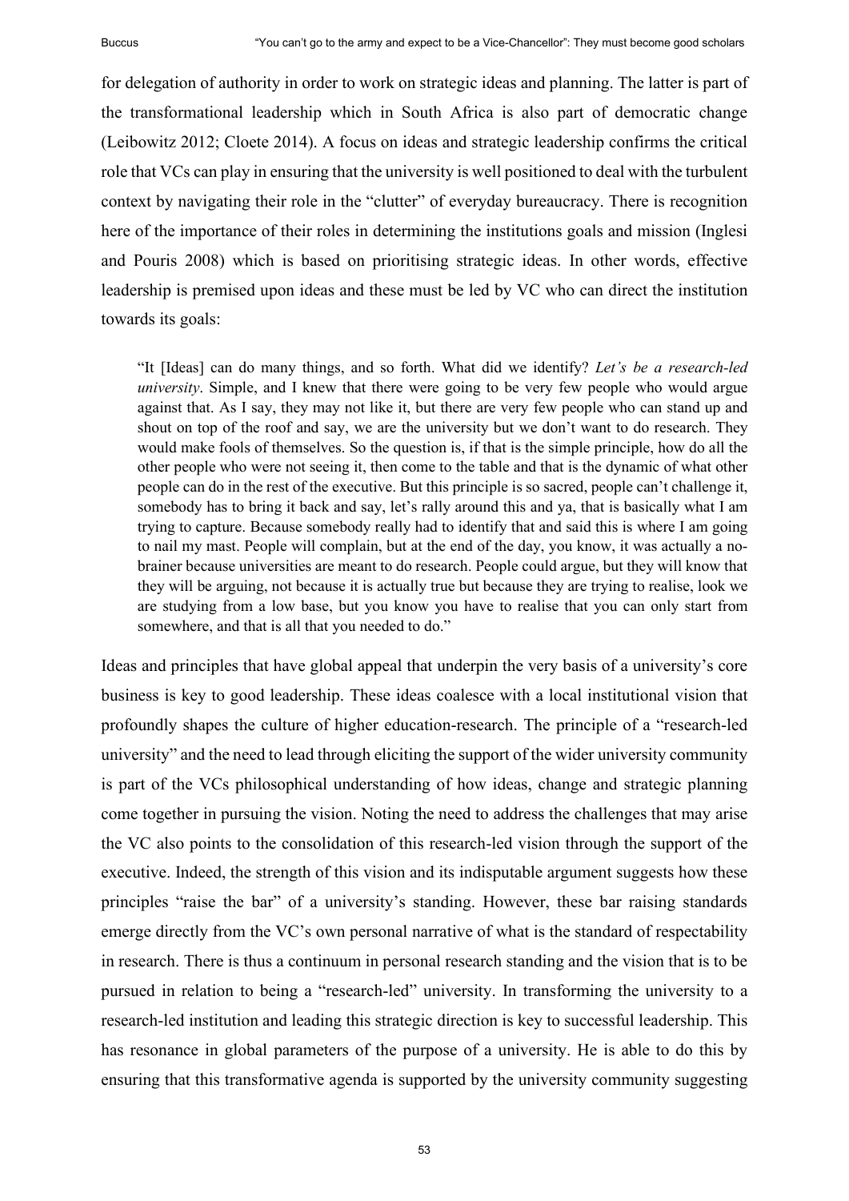for delegation of authority in order to work on strategic ideas and planning. The latter is part of the transformational leadership which in South Africa is also part of democratic change (Leibowitz 2012; Cloete 2014). A focus on ideas and strategic leadership confirms the critical role that VCs can play in ensuring that the university is well positioned to deal with the turbulent context by navigating their role in the "clutter" of everyday bureaucracy. There is recognition here of the importance of their roles in determining the institutions goals and mission (Inglesi and Pouris 2008) which is based on prioritising strategic ideas. In other words, effective leadership is premised upon ideas and these must be led by VC who can direct the institution towards its goals:

> "It [Ideas] can do many things, and so forth. What did we identify? *Let's be a research-led university*. Simple, and I knew that there were going to be very few people who would argue against that. As I say, they may not like it, but there are very few people who can stand up and shout on top of the roof and say, we are the university but we don't want to do research. They would make fools of themselves. So the question is, if that is the simple principle, how do all the other people who were not seeing it, then come to the table and that is the dynamic of what other people can do in the rest of the executive. But this principle is so sacred, people can't challenge it, somebody has to bring it back and say, let's rally around this and ya, that is basically what I am trying to capture. Because somebody really had to identify that and said this is where I am going to nail my mast. People will complain, but at the end of the day, you know, it was actually a no-brainer because universities are meant to do research. People could argue, but they will know that they will be arguing, not because it is actually true but because they are trying to realise, look we are studying from a low base, but you know you have to realise that you can only start from somewhere, and that is all that you needed to do."

Ideas and principles that have global appeal that underpin the very basis of a university's core business is key to good leadership. These ideas coalesce with a local institutional vision that profoundly shapes the culture of higher education-research. The principle of a "research-led university" and the need to lead through eliciting the support of the wider university community is part of the VCs philosophical understanding of how ideas, change and strategic planning come together in pursuing the vision. Noting the need to address the challenges that may arise the VC also points to the consolidation of this research-led vision through the support of the executive. Indeed, the strength of this vision and its indisputable argument suggests how these principles "raise the bar" of a university's standing. However, these bar raising standards emerge directly from the VC's own personal narrative of what is the standard of respectability in research. There is thus a continuum in personal research standing and the vision that is to be pursued in relation to being a "research-led" university. In transforming the university to a research-led institution and leading this strategic direction is key to successful leadership. This has resonance in global parameters of the purpose of a university. He is able to do this by ensuring that this transformative agenda is supported by the university community suggesting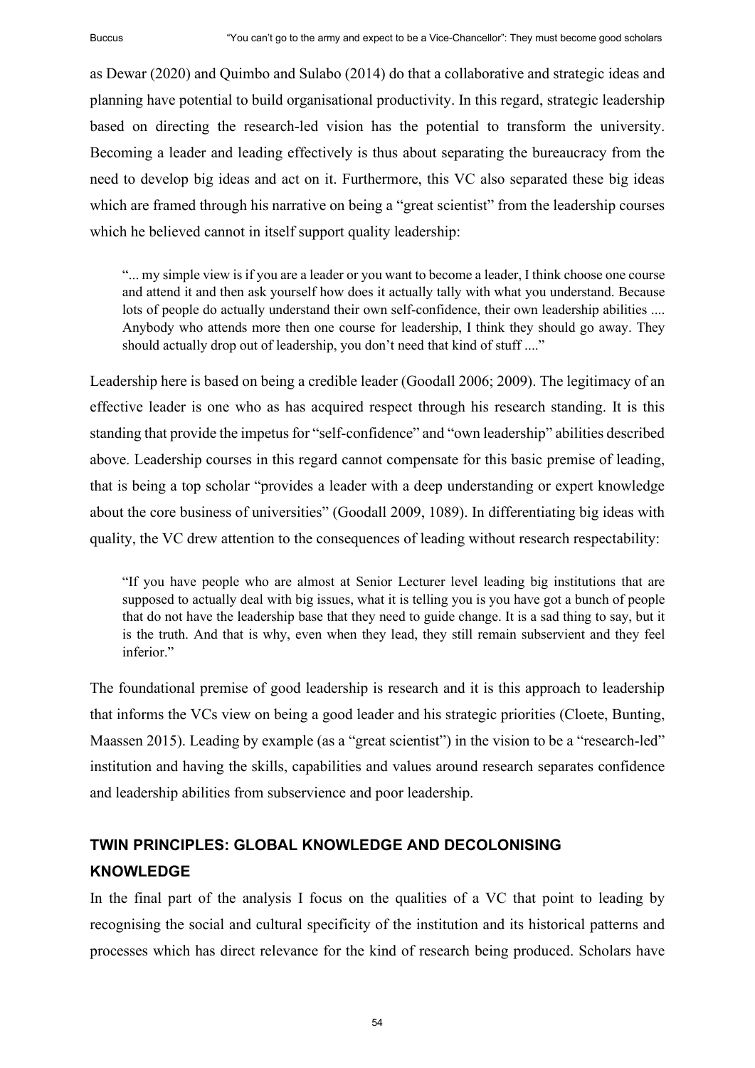as Dewar (2020) and Quimbo and Sulabo (2014) do that a collaborative and strategic ideas and planning have potential to build organisational productivity. In this regard, strategic leadership based on directing the research-led vision has the potential to transform the university. Becoming a leader and leading effectively is thus about separating the bureaucracy from the need to develop big ideas and act on it. Furthermore, this VC also separated these big ideas which are framed through his narrative on being a "great scientist" from the leadership courses which he believed cannot in itself support quality leadership:

> "... my simple view is if you are a leader or you want to become a leader, I think choose one course and attend it and then ask yourself how does it actually tally with what you understand. Because lots of people do actually understand their own self-confidence, their own leadership abilities .... Anybody who attends more then one course for leadership, I think they should go away. They should actually drop out of leadership, you don't need that kind of stuff ...."

Leadership here is based on being a credible leader (Goodall 2006; 2009). The legitimacy of an effective leader is one who as has acquired respect through his research standing. It is this standing that provide the impetus for "self-confidence" and "own leadership" abilities described above. Leadership courses in this regard cannot compensate for this basic premise of leading, that is being a top scholar "provides a leader with a deep understanding or expert knowledge about the core business of universities" (Goodall 2009, 1089). In differentiating big ideas with quality, the VC drew attention to the consequences of leading without research respectability:

> "If you have people who are almost at Senior Lecturer level leading big institutions that are supposed to actually deal with big issues, what it is telling you is you have got a bunch of people that do not have the leadership base that they need to guide change. It is a sad thing to say, but it is the truth. And that is why, even when they lead, they still remain subservient and they feel inferior."

The foundational premise of good leadership is research and it is this approach to leadership that informs the VCs view on being a good leader and his strategic priorities (Cloete, Bunting, Maassen 2015). Leading by example (as a "great scientist") in the vision to be a "research-led" institution and having the skills, capabilities and values around research separates confidence and leadership abilities from subservience and poor leadership.

## TWIN PRINCIPLES: GLOBAL KNOWLEDGE AND DECOLONISING KNOWLEDGE

In the final part of the analysis I focus on the qualities of a VC that point to leading by recognising the social and cultural specificity of the institution and its historical patterns and processes which has direct relevance for the kind of research being produced. Scholars have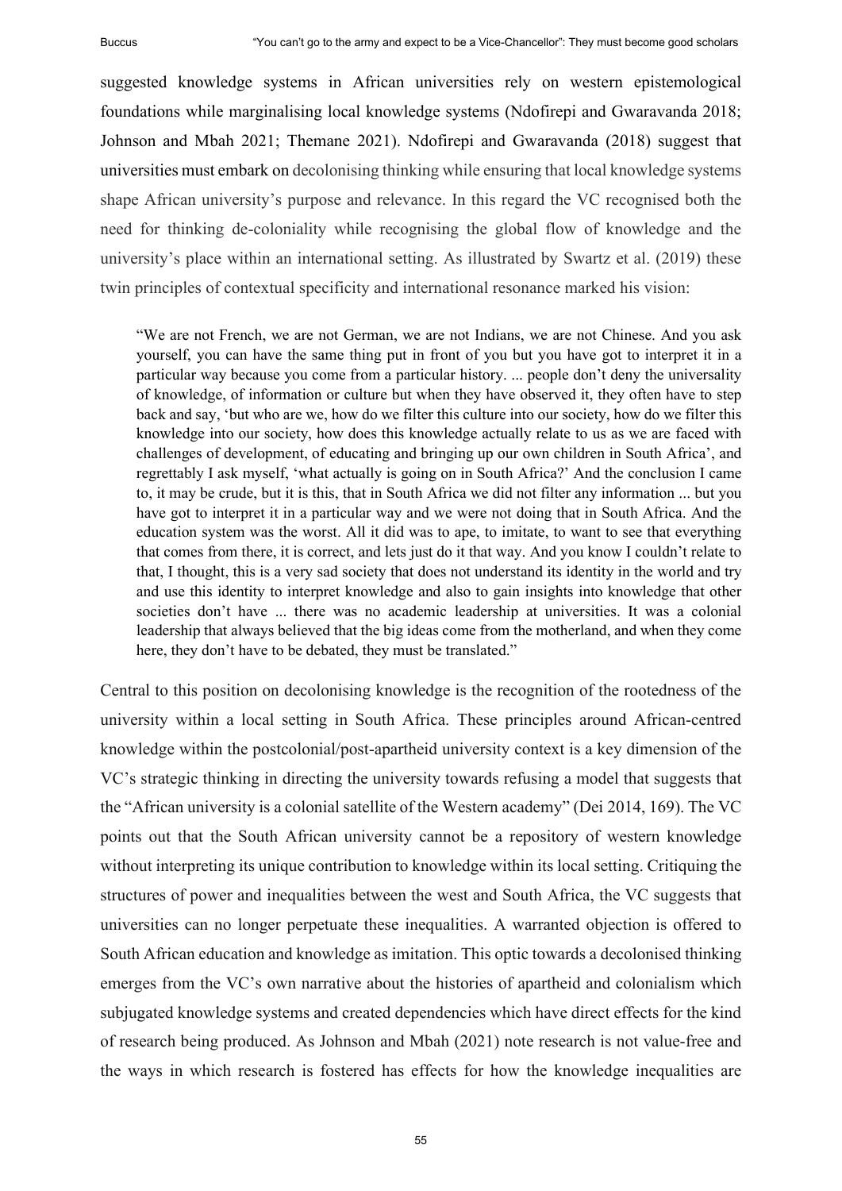suggested knowledge systems in African universities rely on western epistemological foundations while marginalising local knowledge systems (Ndofirepi and Gwaravanda 2018; Johnson and Mbah 2021; Themane 2021). Ndofirepi and Gwaravanda (2018) suggest that universities must embark on decolonising thinking while ensuring that local knowledge systems shape African university's purpose and relevance. In this regard the VC recognised both the need for thinking de-coloniality while recognising the global flow of knowledge and the university's place within an international setting. As illustrated by Swartz et al. (2019) these twin principles of contextual specificity and international resonance marked his vision:

> "We are not French, we are not German, we are not Indians, we are not Chinese. And you ask yourself, you can have the same thing put in front of you but you have got to interpret it in a particular way because you come from a particular history. ... people don't deny the universality of knowledge, of information or culture but when they have observed it, they often have to step back and say, 'but who are we, how do we filter this culture into our society, how do we filter this knowledge into our society, how does this knowledge actually relate to us as we are faced with challenges of development, of educating and bringing up our own children in South Africa', and regrettably I ask myself, 'what actually is going on in South Africa?' And the conclusion I came to, it may be crude, but it is this, that in South Africa we did not filter any information ... but you have got to interpret it in a particular way and we were not doing that in South Africa. And the education system was the worst. All it did was to ape, to imitate, to want to see that everything that comes from there, it is correct, and lets just do it that way. And you know I couldn't relate to that, I thought, this is a very sad society that does not understand its identity in the world and try and use this identity to interpret knowledge and also to gain insights into knowledge that other societies don't have ... there was no academic leadership at universities. It was a colonial leadership that always believed that the big ideas come from the motherland, and when they come here, they don't have to be debated, they must be translated."

Central to this position on decolonising knowledge is the recognition of the rootedness of the university within a local setting in South Africa. These principles around African-centred knowledge within the postcolonial/post-apartheid university context is a key dimension of the VC's strategic thinking in directing the university towards refusing a model that suggests that the "African university is a colonial satellite of the Western academy" (Dei 2014, 169). The VC points out that the South African university cannot be a repository of western knowledge without interpreting its unique contribution to knowledge within its local setting. Critiquing the structures of power and inequalities between the west and South Africa, the VC suggests that universities can no longer perpetuate these inequalities. A warranted objection is offered to South African education and knowledge as imitation. This optic towards a decolonised thinking emerges from the VC's own narrative about the histories of apartheid and colonialism which subjugated knowledge systems and created dependencies which have direct effects for the kind of research being produced. As Johnson and Mbah (2021) note research is not value-free and the ways in which research is fostered has effects for how the knowledge inequalities are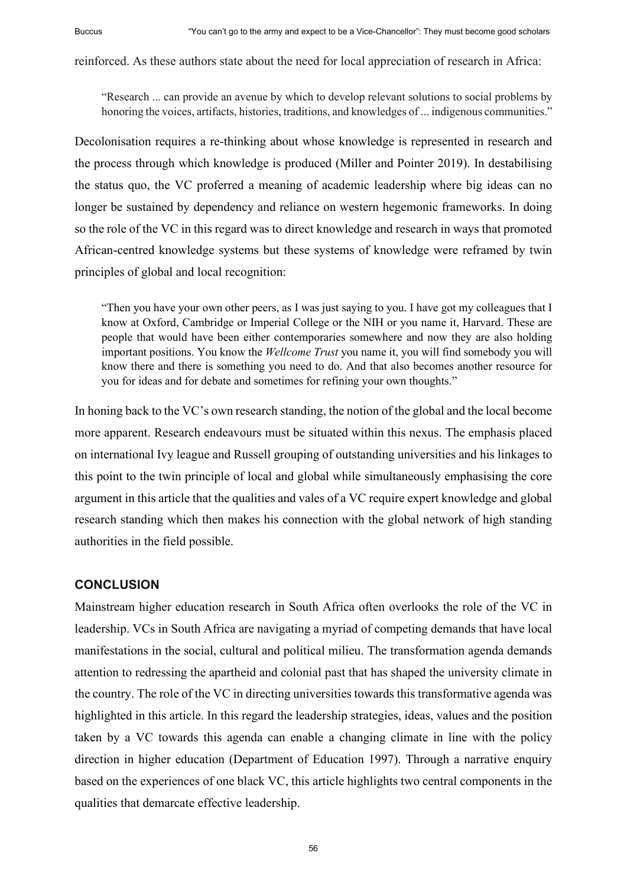reinforced. As these authors state about the need for local appreciation of research in Africa:

> "Research ... can provide an avenue by which to develop relevant solutions to social problems by honoring the voices, artifacts, histories, traditions, and knowledges of ... indigenous communities."

Decolonisation requires a re-thinking about whose knowledge is represented in research and the process through which knowledge is produced (Miller and Pointer 2019). In destabilising the status quo, the VC proferred a meaning of academic leadership where big ideas can no longer be sustained by dependency and reliance on western hegemonic frameworks. In doing so the role of the VC in this regard was to direct knowledge and research in ways that promoted African-centred knowledge systems but these systems of knowledge were reframed by twin principles of global and local recognition:

> "Then you have your own other peers, as I was just saying to you. I have got my colleagues that I know at Oxford, Cambridge or Imperial College or the NIH or you name it, Harvard. These are people that would have been either contemporaries somewhere and now they are also holding important positions. You know the *Wellcome Trust* you name it, you will find somebody you will know there and there is something you need to do. And that also becomes another resource for you for ideas and for debate and sometimes for refining your own thoughts."

In honing back to the VC's own research standing, the notion of the global and the local become more apparent. Research endeavours must be situated within this nexus. The emphasis placed on international Ivy league and Russell grouping of outstanding universities and his linkages to this point to the twin principle of local and global while simultaneously emphasising the core argument in this article that the qualities and vales of a VC require expert knowledge and global research standing which then makes his connection with the global network of high standing authorities in the field possible.

## CONCLUSION

Mainstream higher education research in South Africa often overlooks the role of the VC in leadership. VCs in South Africa are navigating a myriad of competing demands that have local manifestations in the social, cultural and political milieu. The transformation agenda demands attention to redressing the apartheid and colonial past that has shaped the university climate in the country. The role of the VC in directing universities towards this transformative agenda was highlighted in this article. In this regard the leadership strategies, ideas, values and the position taken by a VC towards this agenda can enable a changing climate in line with the policy direction in higher education (Department of Education 1997). Through a narrative enquiry based on the experiences of one black VC, this article highlights two central components in the qualities that demarcate effective leadership.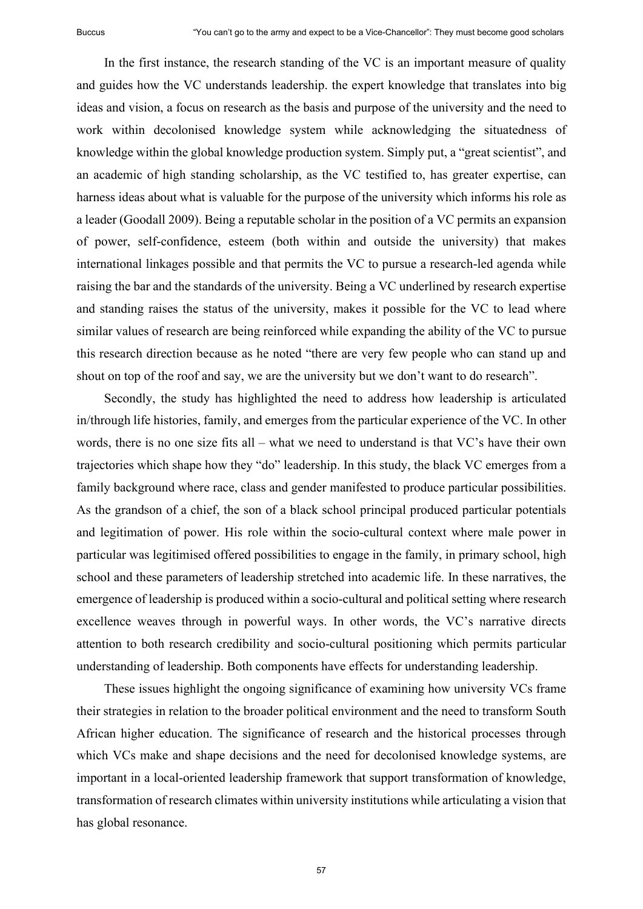In the first instance, the research standing of the VC is an important measure of quality and guides how the VC understands leadership. the expert knowledge that translates into big ideas and vision, a focus on research as the basis and purpose of the university and the need to work within decolonised knowledge system while acknowledging the situatedness of knowledge within the global knowledge production system. Simply put, a "great scientist", and an academic of high standing scholarship, as the VC testified to, has greater expertise, can harness ideas about what is valuable for the purpose of the university which informs his role as a leader (Goodall 2009). Being a reputable scholar in the position of a VC permits an expansion of power, self-confidence, esteem (both within and outside the university) that makes international linkages possible and that permits the VC to pursue a research-led agenda while raising the bar and the standards of the university. Being a VC underlined by research expertise and standing raises the status of the university, makes it possible for the VC to lead where similar values of research are being reinforced while expanding the ability of the VC to pursue this research direction because as he noted "there are very few people who can stand up and shout on top of the roof and say, we are the university but we don't want to do research".

Secondly, the study has highlighted the need to address how leadership is articulated in/through life histories, family, and emerges from the particular experience of the VC. In other words, there is no one size fits all – what we need to understand is that VC's have their own trajectories which shape how they "do" leadership. In this study, the black VC emerges from a family background where race, class and gender manifested to produce particular possibilities. As the grandson of a chief, the son of a black school principal produced particular potentials and legitimation of power. His role within the socio-cultural context where male power in particular was legitimised offered possibilities to engage in the family, in primary school, high school and these parameters of leadership stretched into academic life. In these narratives, the emergence of leadership is produced within a socio-cultural and political setting where research excellence weaves through in powerful ways. In other words, the VC's narrative directs attention to both research credibility and socio-cultural positioning which permits particular understanding of leadership. Both components have effects for understanding leadership.

These issues highlight the ongoing significance of examining how university VCs frame their strategies in relation to the broader political environment and the need to transform South African higher education. The significance of research and the historical processes through which VCs make and shape decisions and the need for decolonised knowledge systems, are important in a local-oriented leadership framework that support transformation of knowledge, transformation of research climates within university institutions while articulating a vision that has global resonance.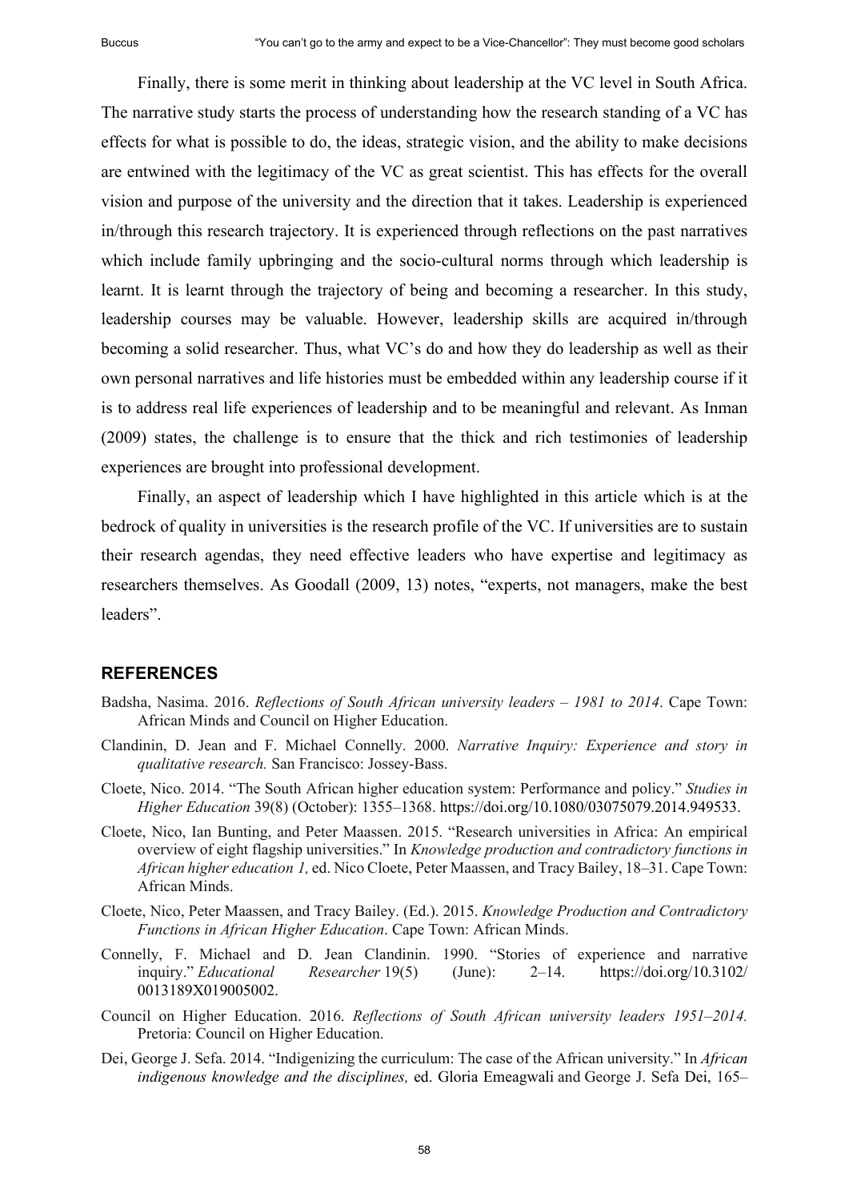Finally, there is some merit in thinking about leadership at the VC level in South Africa. The narrative study starts the process of understanding how the research standing of a VC has effects for what is possible to do, the ideas, strategic vision, and the ability to make decisions are entwined with the legitimacy of the VC as great scientist. This has effects for the overall vision and purpose of the university and the direction that it takes. Leadership is experienced in/through this research trajectory. It is experienced through reflections on the past narratives which include family upbringing and the socio-cultural norms through which leadership is learnt. It is learnt through the trajectory of being and becoming a researcher. In this study, leadership courses may be valuable. However, leadership skills are acquired in/through becoming a solid researcher. Thus, what VC's do and how they do leadership as well as their own personal narratives and life histories must be embedded within any leadership course if it is to address real life experiences of leadership and to be meaningful and relevant. As Inman (2009) states, the challenge is to ensure that the thick and rich testimonies of leadership experiences are brought into professional development.

Finally, an aspect of leadership which I have highlighted in this article which is at the bedrock of quality in universities is the research profile of the VC. If universities are to sustain their research agendas, they need effective leaders who have expertise and legitimacy as researchers themselves. As Goodall (2009, 13) notes, "experts, not managers, make the best leaders".

## REFERENCES

Badsha, Nasima. 2016. *Reflections of South African university leaders – 1981 to 2014*. Cape Town: African Minds and Council on Higher Education.

Clandinin, D. Jean and F. Michael Connelly. 2000. *Narrative Inquiry: Experience and story in qualitative research.* San Francisco: Jossey-Bass.

Cloete, Nico. 2014. "The South African higher education system: Performance and policy." *Studies in Higher Education* 39(8) (October): 1355–1368. https://doi.org/10.1080/03075079.2014.949533.

Cloete, Nico, Ian Bunting, and Peter Maassen. 2015. "Research universities in Africa: An empirical overview of eight flagship universities." In *Knowledge production and contradictory functions in African higher education 1,* ed. Nico Cloete, Peter Maassen, and Tracy Bailey, 18–31. Cape Town: African Minds.

Cloete, Nico, Peter Maassen, and Tracy Bailey. (Ed.). 2015. *Knowledge Production and Contradictory Functions in African Higher Education*. Cape Town: African Minds.

Connelly, F. Michael and D. Jean Clandinin. 1990. "Stories of experience and narrative inquiry." *Educational Researcher* 19(5) (June): 2–14. https://doi.org/10.3102/0013189X019005002.

Council on Higher Education. 2016. *Reflections of South African university leaders 1951–2014.* Pretoria: Council on Higher Education.

Dei, George J. Sefa. 2014. "Indigenizing the curriculum: The case of the African university." In *African indigenous knowledge and the disciplines,* ed. Gloria Emeagwali and George J. Sefa Dei, 165–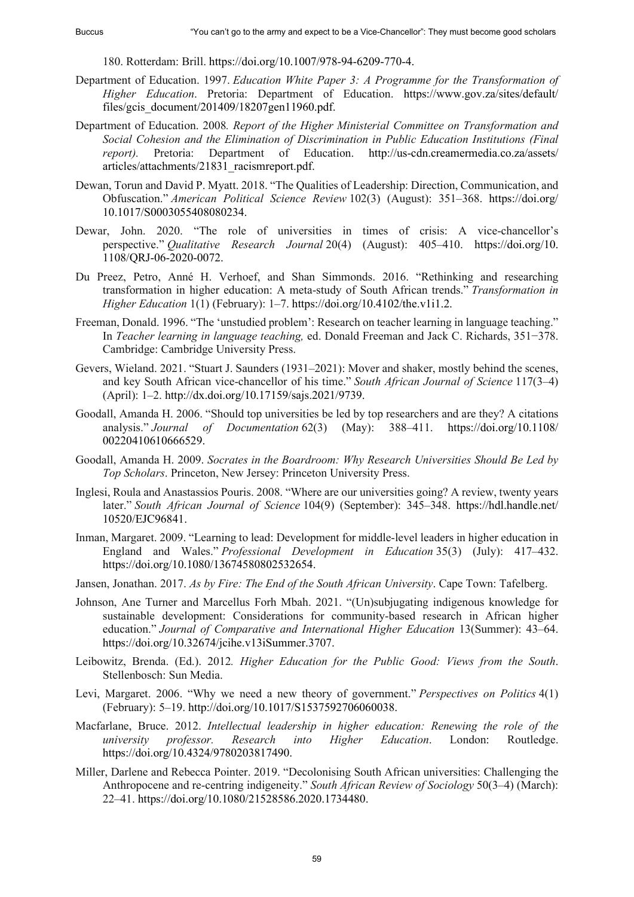180. Rotterdam: Brill. https://doi.org/10.1007/978-94-6209-770-4.

Department of Education. 1997. *Education White Paper 3: A Programme for the Transformation of Higher Education*. Pretoria: Department of Education. https://www.gov.za/sites/default/files/gcis_document/201409/18207gen11960.pdf.

Department of Education. 2008*. Report of the Higher Ministerial Committee on Transformation and Social Cohesion and the Elimination of Discrimination in Public Education Institutions (Final report).* Pretoria: Department of Education. http://us-cdn.creamermedia.co.za/assets/articles/attachments/21831_racismreport.pdf.

Dewan, Torun and David P. Myatt. 2018. "The Qualities of Leadership: Direction, Communication, and Obfuscation." *American Political Science Review* 102(3) (August): 351–368. https://doi.org/10.1017/S0003055408080234.

Dewar, John. 2020. "The role of universities in times of crisis: A vice-chancellor's perspective." *Qualitative Research Journal* 20(4) (August): 405–410. https://doi.org/10.1108/QRJ-06-2020-0072.

Du Preez, Petro, Anné H. Verhoef, and Shan Simmonds. 2016. "Rethinking and researching transformation in higher education: A meta-study of South African trends." *Transformation in Higher Education* 1(1) (February): 1–7. https://doi.org/10.4102/the.v1i1.2.

Freeman, Donald. 1996. "The 'unstudied problem': Research on teacher learning in language teaching." In *Teacher learning in language teaching,* ed. Donald Freeman and Jack C. Richards, 351−378. Cambridge: Cambridge University Press.

Gevers, Wieland. 2021. "Stuart J. Saunders (1931–2021): Mover and shaker, mostly behind the scenes, and key South African vice-chancellor of his time." *South African Journal of Science* 117(3–4) (April): 1–2. http://dx.doi.org/10.17159/sajs.2021/9739.

Goodall, Amanda H. 2006. "Should top universities be led by top researchers and are they? A citations analysis." *Journal of Documentation* 62(3) (May): 388–411. https://doi.org/10.1108/00220410610666529.

Goodall, Amanda H. 2009. *Socrates in the Boardroom: Why Research Universities Should Be Led by Top Scholars*. Princeton, New Jersey: Princeton University Press.

Inglesi, Roula and Anastassios Pouris. 2008. "Where are our universities going? A review, twenty years later." *South African Journal of Science* 104(9) (September): 345–348. https://hdl.handle.net/10520/EJC96841.

Inman, Margaret. 2009. "Learning to lead: Development for middle-level leaders in higher education in England and Wales." *Professional Development in Education* 35(3) (July): 417–432. https://doi.org/10.1080/13674580802532654.

Jansen, Jonathan. 2017. *As by Fire: The End of the South African University*. Cape Town: Tafelberg.

Johnson, Ane Turner and Marcellus Forh Mbah. 2021. "(Un)subjugating indigenous knowledge for sustainable development: Considerations for community-based research in African higher education." *Journal of Comparative and International Higher Education* 13(Summer): 43–64. https://doi.org/10.32674/jcihe.v13iSummer.3707.

Leibowitz, Brenda. (Ed.). 2012*. Higher Education for the Public Good: Views from the South*. Stellenbosch: Sun Media.

Levi, Margaret. 2006. "Why we need a new theory of government." *Perspectives on Politics* 4(1) (February): 5–19. http://doi.org/10.1017/S1537592706060038.

Macfarlane, Bruce. 2012. *Intellectual leadership in higher education: Renewing the role of the university professor. Research into Higher Education*. London: Routledge. https://doi.org/10.4324/9780203817490.

Miller, Darlene and Rebecca Pointer. 2019. "Decolonising South African universities: Challenging the Anthropocene and re-centring indigeneity." *South African Review of Sociology* 50(3–4) (March): 22–41. https://doi.org/10.1080/21528586.2020.1734480.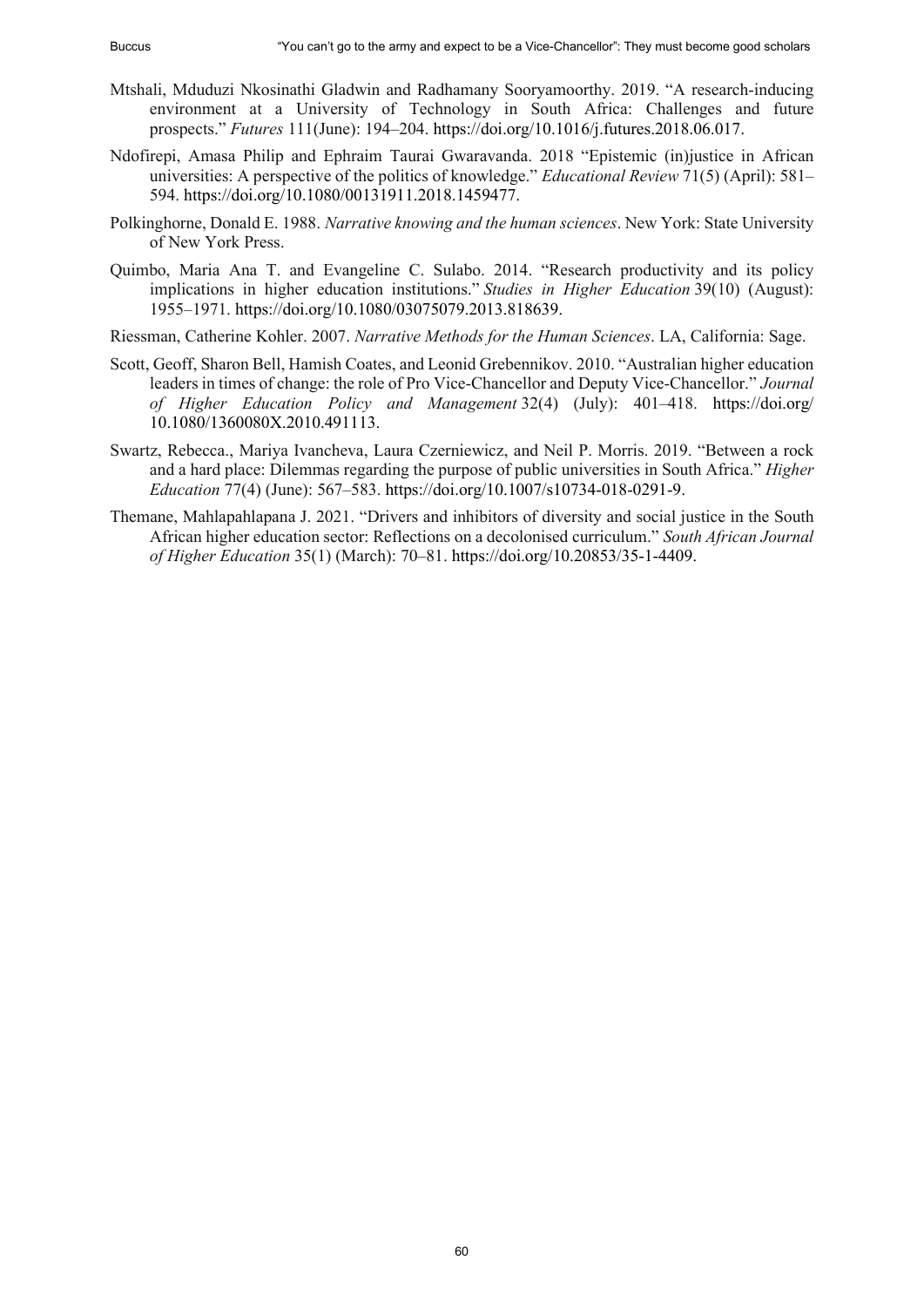Mtshali, Mduduzi Nkosinathi Gladwin and Radhamany Sooryamoorthy. 2019. "A research-inducing environment at a University of Technology in South Africa: Challenges and future prospects." *Futures* 111(June): 194–204. https://doi.org/10.1016/j.futures.2018.06.017.

Ndofirepi, Amasa Philip and Ephraim Taurai Gwaravanda. 2018 "Epistemic (in)justice in African universities: A perspective of the politics of knowledge." *Educational Review* 71(5) (April): 581–594. https://doi.org/10.1080/00131911.2018.1459477.

Polkinghorne, Donald E. 1988. *Narrative knowing and the human sciences*. New York: State University of New York Press.

Quimbo, Maria Ana T. and Evangeline C. Sulabo. 2014. "Research productivity and its policy implications in higher education institutions." *Studies in Higher Education* 39(10) (August): 1955–1971. https://doi.org/10.1080/03075079.2013.818639.

Riessman, Catherine Kohler. 2007. *Narrative Methods for the Human Sciences*. LA, California: Sage.

Scott, Geoff, Sharon Bell, Hamish Coates, and Leonid Grebennikov. 2010. "Australian higher education leaders in times of change: the role of Pro Vice-Chancellor and Deputy Vice-Chancellor." *Journal of Higher Education Policy and Management* 32(4) (July): 401–418. https://doi.org/10.1080/1360080X.2010.491113.

Swartz, Rebecca., Mariya Ivancheva, Laura Czerniewicz, and Neil P. Morris. 2019. "Between a rock and a hard place: Dilemmas regarding the purpose of public universities in South Africa." *Higher Education* 77(4) (June): 567–583. https://doi.org/10.1007/s10734-018-0291-9.

Themane, Mahlapahlapana J. 2021. "Drivers and inhibitors of diversity and social justice in the South African higher education sector: Reflections on a decolonised curriculum." *South African Journal of Higher Education* 35(1) (March): 70–81. https://doi.org/10.20853/35-1-4409.